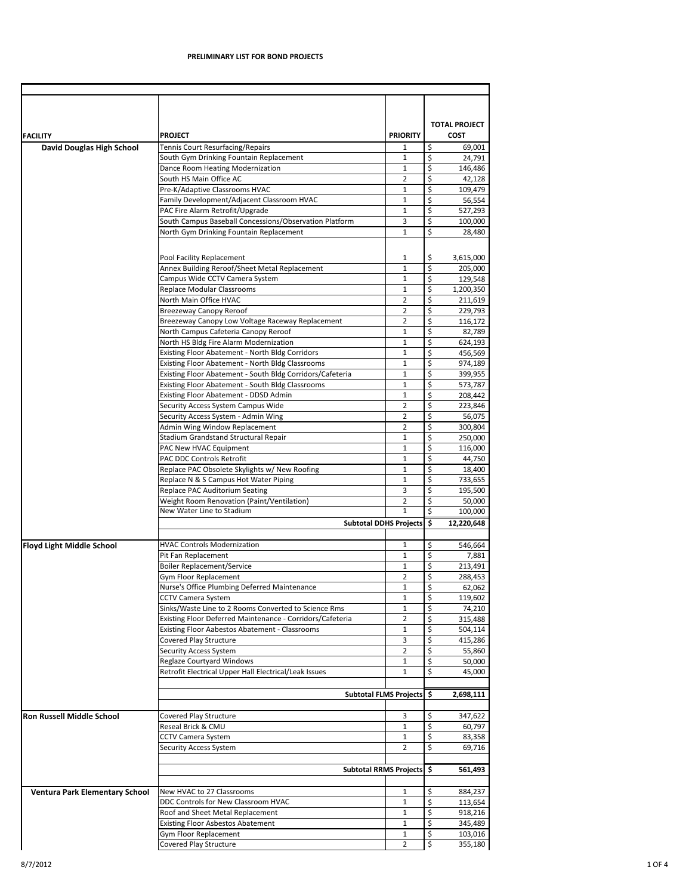**PRELIMINARY LIST FOR BOND PROJECTS**

| FACILITY | PROJECT | PRIORITY | TOTAL PROJECT COST |
|---|---|---|---|
| **David Douglas High School** | Tennis Court Resurfacing/Repairs | 1 | $ 69,001 |
| | South Gym Drinking Fountain Replacement | 1 | $ 24,791 |
| | Dance Room Heating Modernization | 1 | $ 146,486 |
| | South HS Main Office AC | 2 | $ 42,128 |
| | Pre-K/Adaptive Classrooms HVAC | 1 | $ 109,479 |
| | Family Development/Adjacent Classroom HVAC | 1 | $ 56,554 |
| | PAC Fire Alarm Retrofit/Upgrade | 1 | $ 527,293 |
| | South Campus Baseball Concessions/Observation Platform | 3 | $ 100,000 |
| | North Gym Drinking Fountain Replacement | 1 | $ 28,480 |
| | Pool Facility Replacement | 1 | $ 3,615,000 |
| | Annex Building Reroof/Sheet Metal Replacement | 1 | $ 205,000 |
| | Campus Wide CCTV Camera System | 1 | $ 129,548 |
| | Replace Modular Classrooms | 1 | $ 1,200,350 |
| | North Main Office HVAC | 2 | $ 211,619 |
| | Breezeway Canopy Reroof | 2 | $ 229,793 |
| | Breezeway Canopy Low Voltage Raceway Replacement | 2 | $ 116,172 |
| | North Campus Cafeteria Canopy Reroof | 1 | $ 82,789 |
| | North HS Bldg Fire Alarm Modernization | 1 | $ 624,193 |
| | Existing Floor Abatement - North Bldg Corridors | 1 | $ 456,569 |
| | Existing Floor Abatement - North Bldg Classrooms | 1 | $ 974,189 |
| | Existing Floor Abatement - South Bldg Corridors/Cafeteria | 1 | $ 399,955 |
| | Existing Floor Abatement - South Bldg Classrooms | 1 | $ 573,787 |
| | Existing Floor Abatement - DDSD Admin | 1 | $ 208,442 |
| | Security Access System Campus Wide | 2 | $ 223,846 |
| | Security Access System - Admin Wing | 2 | $ 56,075 |
| | Admin Wing Window Replacement | 2 | $ 300,804 |
| | Stadium Grandstand Structural Repair | 1 | $ 250,000 |
| | PAC New HVAC Equipment | 1 | $ 116,000 |
| | PAC DDC Controls Retrofit | 1 | $ 44,750 |
| | Replace PAC Obsolete Skylights w/ New Roofing | 1 | $ 18,400 |
| | Replace N & S Campus Hot Water Piping | 1 | $ 733,655 |
| | Replace PAC Auditorium Seating | 3 | $ 195,500 |
| | Weight Room Renovation (Paint/Ventilation) | 2 | $ 50,000 |
| | New Water Line to Stadium | 1 | $ 100,000 |
| | | **Subtotal DDHS Projects** | **$ 12,220,648** |
| **Floyd Light Middle School** | HVAC Controls Modernization | 1 | $ 546,664 |
| | Pit Fan Replacement | 1 | $ 7,881 |
| | Boiler Replacement/Service | 1 | $ 213,491 |
| | Gym Floor Replacement | 2 | $ 288,453 |
| | Nurse's Office Plumbing Deferred Maintenance | 1 | $ 62,062 |
| | CCTV Camera System | 1 | $ 119,602 |
| | Sinks/Waste Line to 2 Rooms Converted to Science Rms | 1 | $ 74,210 |
| | Existing Floor Deferred Maintenance - Corridors/Cafeteria | 2 | $ 315,488 |
| | Existing Floor Aabestos Abatement - Classrooms | 1 | $ 504,114 |
| | Covered Play Structure | 3 | $ 415,286 |
| | Security Access System | 2 | $ 55,860 |
| | Reglaze Courtyard Windows | 1 | $ 50,000 |
| | Retrofit Electrical Upper Hall Electrical/Leak Issues | 1 | $ 45,000 |
| | | **Subtotal FLMS Projects** | **$ 2,698,111** |
| **Ron Russell Middle School** | Covered Play Structure | 3 | $ 347,622 |
| | Reseal Brick & CMU | 1 | $ 60,797 |
| | CCTV Camera System | 1 | $ 83,358 |
| | Security Access System | 2 | $ 69,716 |
| | | **Subtotal RRMS Projects** | **$ 561,493** |
| **Ventura Park Elementary School** | New HVAC to 27 Classrooms | 1 | $ 884,237 |
| | DDC Controls for New Classroom HVAC | 1 | $ 113,654 |
| | Roof and Sheet Metal Replacement | 1 | $ 918,216 |
| | Existing Floor Asbestos Abatement | 1 | $ 345,489 |
| | Gym Floor Replacement | 1 | $ 103,016 |
| | Covered Play Structure | 2 | $ 355,180 |

8/7/2012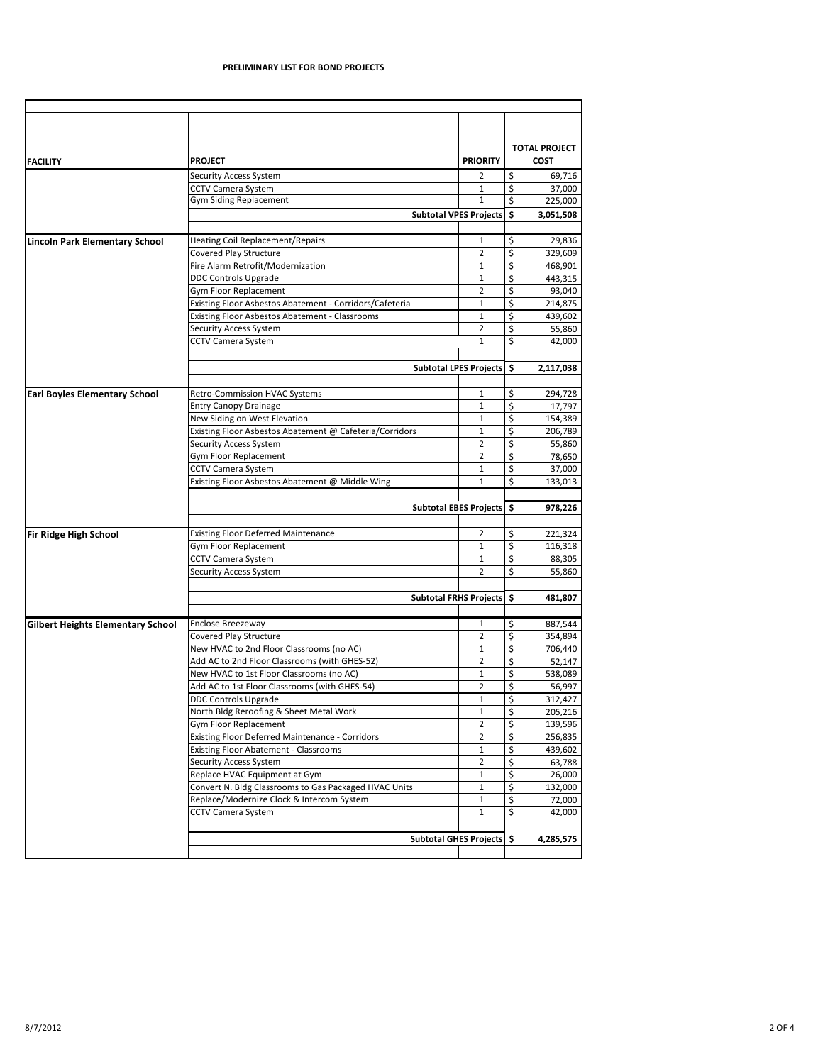**PRELIMINARY LIST FOR BOND PROJECTS**

| FACILITY | PROJECT | PRIORITY | TOTAL PROJECT COST |
|---|---|---|---|
| | Security Access System | 2 | $ 69,716 |
| | CCTV Camera System | 1 | $ 37,000 |
| | Gym Siding Replacement | 1 | $ 225,000 |
| | **Subtotal VPES Projects** | | **$ 3,051,508** |
| **Lincoln Park Elementary School** | Heating Coil Replacement/Repairs | 1 | $ 29,836 |
| | Covered Play Structure | 2 | $ 329,609 |
| | Fire Alarm Retrofit/Modernization | 1 | $ 468,901 |
| | DDC Controls Upgrade | 1 | $ 443,315 |
| | Gym Floor Replacement | 2 | $ 93,040 |
| | Existing Floor Asbestos Abatement - Corridors/Cafeteria | 1 | $ 214,875 |
| | Existing Floor Asbestos Abatement - Classrooms | 1 | $ 439,602 |
| | Security Access System | 2 | $ 55,860 |
| | CCTV Camera System | 1 | $ 42,000 |
| | **Subtotal LPES Projects** | | **$ 2,117,038** |
| **Earl Boyles Elementary School** | Retro-Commission HVAC Systems | 1 | $ 294,728 |
| | Entry Canopy Drainage | 1 | $ 17,797 |
| | New Siding on West Elevation | 1 | $ 154,389 |
| | Existing Floor Asbestos Abatement @ Cafeteria/Corridors | 1 | $ 206,789 |
| | Security Access System | 2 | $ 55,860 |
| | Gym Floor Replacement | 2 | $ 78,650 |
| | CCTV Camera System | 1 | $ 37,000 |
| | Existing Floor Asbestos Abatement @ Middle Wing | 1 | $ 133,013 |
| | **Subtotal EBES Projects** | | **$ 978,226** |
| **Fir Ridge High School** | Existing Floor Deferred Maintenance | 2 | $ 221,324 |
| | Gym Floor Replacement | 1 | $ 116,318 |
| | CCTV Camera System | 1 | $ 88,305 |
| | Security Access System | 2 | $ 55,860 |
| | **Subtotal FRHS Projects** | | **$ 481,807** |
| **Gilbert Heights Elementary School** | Enclose Breezeway | 1 | $ 887,544 |
| | Covered Play Structure | 2 | $ 354,894 |
| | New HVAC to 2nd Floor Classrooms (no AC) | 1 | $ 706,440 |
| | Add AC to 2nd Floor Classrooms (with GHES-52) | 2 | $ 52,147 |
| | New HVAC to 1st Floor Classrooms (no AC) | 1 | $ 538,089 |
| | Add AC to 1st Floor Classrooms (with GHES-54) | 2 | $ 56,997 |
| | DDC Controls Upgrade | 1 | $ 312,427 |
| | North Bldg Reroofing & Sheet Metal Work | 1 | $ 205,216 |
| | Gym Floor Replacement | 2 | $ 139,596 |
| | Existing Floor Deferred Maintenance - Corridors | 2 | $ 256,835 |
| | Existing Floor Abatement - Classrooms | 1 | $ 439,602 |
| | Security Access System | 2 | $ 63,788 |
| | Replace HVAC Equipment at Gym | 1 | $ 26,000 |
| | Convert N. Bldg Classrooms to Gas Packaged HVAC Units | 1 | $ 132,000 |
| | Replace/Modernize Clock & Intercom System | 1 | $ 72,000 |
| | CCTV Camera System | 1 | $ 42,000 |
| | **Subtotal GHES Projects** | | **$ 4,285,575** |

8/7/2012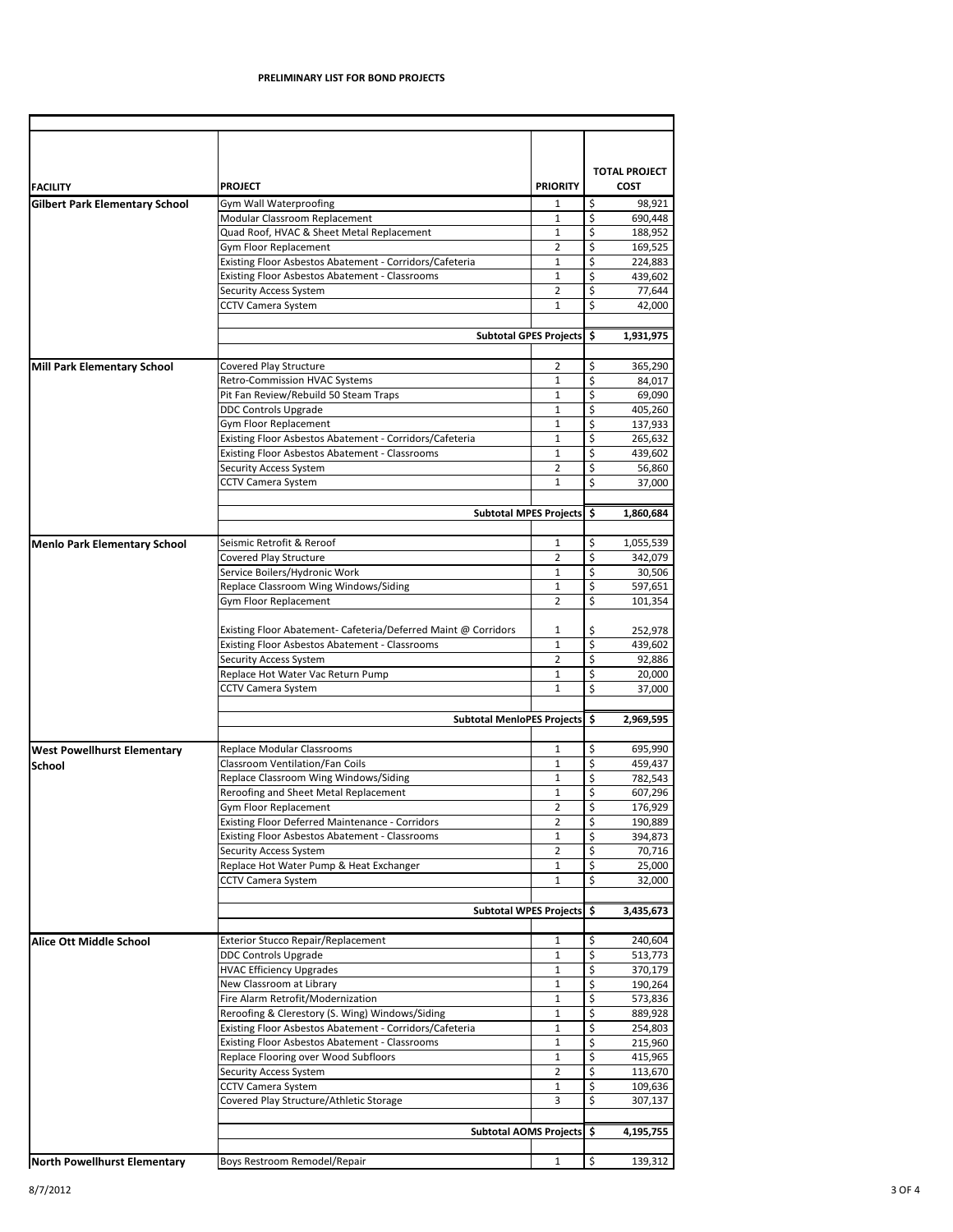**PRELIMINARY LIST FOR BOND PROJECTS**

| FACILITY | PROJECT | PRIORITY | TOTAL PROJECT COST |
|---|---|---|---|
| **Gilbert Park Elementary School** | Gym Wall Waterproofing | 1 | $ 98,921 |
| | Modular Classroom Replacement | 1 | $ 690,448 |
| | Quad Roof, HVAC & Sheet Metal Replacement | 1 | $ 188,952 |
| | Gym Floor Replacement | 2 | $ 169,525 |
| | Existing Floor Asbestos Abatement - Corridors/Cafeteria | 1 | $ 224,883 |
| | Existing Floor Asbestos Abatement - Classrooms | 1 | $ 439,602 |
| | Security Access System | 2 | $ 77,644 |
| | CCTV Camera System | 1 | $ 42,000 |
| | **Subtotal GPES Projects** | | **$ 1,931,975** |
| **Mill Park Elementary School** | Covered Play Structure | 2 | $ 365,290 |
| | Retro-Commission HVAC Systems | 1 | $ 84,017 |
| | Pit Fan Review/Rebuild 50 Steam Traps | 1 | $ 69,090 |
| | DDC Controls Upgrade | 1 | $ 405,260 |
| | Gym Floor Replacement | 1 | $ 137,933 |
| | Existing Floor Asbestos Abatement - Corridors/Cafeteria | 1 | $ 265,632 |
| | Existing Floor Asbestos Abatement - Classrooms | 1 | $ 439,602 |
| | Security Access System | 2 | $ 56,860 |
| | CCTV Camera System | 1 | $ 37,000 |
| | **Subtotal MPES Projects** | | **$ 1,860,684** |
| **Menlo Park Elementary School** | Seismic Retrofit & Reroof | 1 | $ 1,055,539 |
| | Covered Play Structure | 2 | $ 342,079 |
| | Service Boilers/Hydronic Work | 1 | $ 30,506 |
| | Replace Classroom Wing Windows/Siding | 1 | $ 597,651 |
| | Gym Floor Replacement | 2 | $ 101,354 |
| | Existing Floor Abatement- Cafeteria/Deferred Maint @ Corridors | 1 | $ 252,978 |
| | Existing Floor Asbestos Abatement - Classrooms | 1 | $ 439,602 |
| | Security Access System | 2 | $ 92,886 |
| | Replace Hot Water Vac Return Pump | 1 | $ 20,000 |
| | CCTV Camera System | 1 | $ 37,000 |
| | **Subtotal MenloPES Projects** | | **$ 2,969,595** |
| **West Powellhurst Elementary School** | Replace Modular Classrooms | 1 | $ 695,990 |
| | Classroom Ventilation/Fan Coils | 1 | $ 459,437 |
| | Replace Classroom Wing Windows/Siding | 1 | $ 782,543 |
| | Reroofing and Sheet Metal Replacement | 1 | $ 607,296 |
| | Gym Floor Replacement | 2 | $ 176,929 |
| | Existing Floor Deferred Maintenance - Corridors | 2 | $ 190,889 |
| | Existing Floor Asbestos Abatement - Classrooms | 1 | $ 394,873 |
| | Security Access System | 2 | $ 70,716 |
| | Replace Hot Water Pump & Heat Exchanger | 1 | $ 25,000 |
| | CCTV Camera System | 1 | $ 32,000 |
| | **Subtotal WPES Projects** | | **$ 3,435,673** |
| **Alice Ott Middle School** | Exterior Stucco Repair/Replacement | 1 | $ 240,604 |
| | DDC Controls Upgrade | 1 | $ 513,773 |
| | HVAC Efficiency Upgrades | 1 | $ 370,179 |
| | New Classroom at Library | 1 | $ 190,264 |
| | Fire Alarm Retrofit/Modernization | 1 | $ 573,836 |
| | Reroofing & Clerestory (S. Wing) Windows/Siding | 1 | $ 889,928 |
| | Existing Floor Asbestos Abatement - Corridors/Cafeteria | 1 | $ 254,803 |
| | Existing Floor Asbestos Abatement - Classrooms | 1 | $ 215,960 |
| | Replace Flooring over Wood Subfloors | 1 | $ 415,965 |
| | Security Access System | 2 | $ 113,670 |
| | CCTV Camera System | 1 | $ 109,636 |
| | Covered Play Structure/Athletic Storage | 3 | $ 307,137 |
| | **Subtotal AOMS Projects** | | **$ 4,195,755** |
| **North Powellhurst Elementary** | Boys Restroom Remodel/Repair | 1 | $ 139,312 |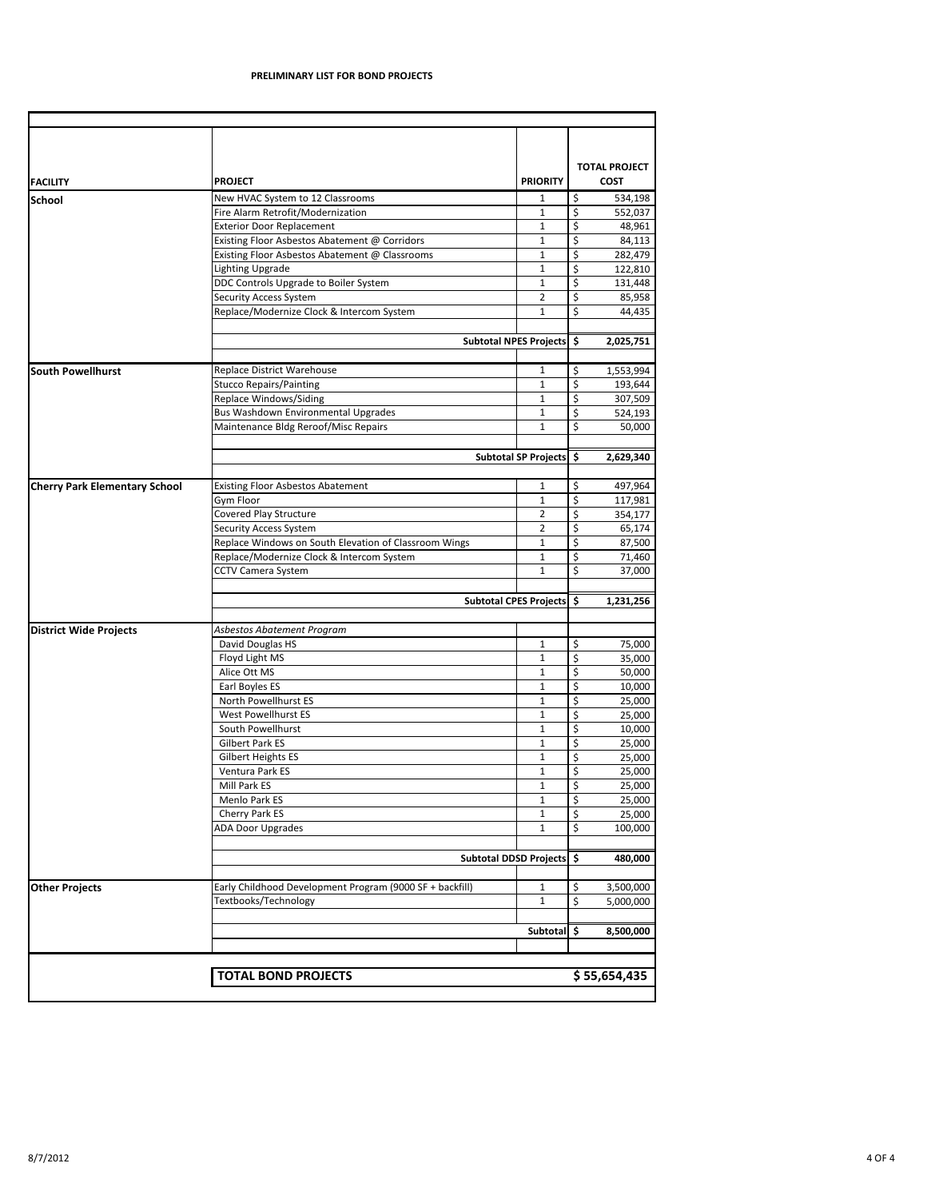**PRELIMINARY LIST FOR BOND PROJECTS**

| FACILITY | PROJECT | PRIORITY | TOTAL PROJECT COST |
|---|---|---|---|
| **School** | New HVAC System to 12 Classrooms | 1 | $ 534,198 |
| | Fire Alarm Retrofit/Modernization | 1 | $ 552,037 |
| | Exterior Door Replacement | 1 | $ 48,961 |
| | Existing Floor Asbestos Abatement @ Corridors | 1 | $ 84,113 |
| | Existing Floor Asbestos Abatement @ Classrooms | 1 | $ 282,479 |
| | Lighting Upgrade | 1 | $ 122,810 |
| | DDC Controls Upgrade to Boiler System | 1 | $ 131,448 |
| | Security Access System | 2 | $ 85,958 |
| | Replace/Modernize Clock & Intercom System | 1 | $ 44,435 |
| | | **Subtotal NPES Projects** | **$ 2,025,751** |
| **South Powellhurst** | Replace District Warehouse | 1 | $ 1,553,994 |
| | Stucco Repairs/Painting | 1 | $ 193,644 |
| | Replace Windows/Siding | 1 | $ 307,509 |
| | Bus Washdown Environmental Upgrades | 1 | $ 524,193 |
| | Maintenance Bldg Reroof/Misc Repairs | 1 | $ 50,000 |
| | | **Subtotal SP Projects** | **$ 2,629,340** |
| **Cherry Park Elementary School** | Existing Floor Asbestos Abatement | 1 | $ 497,964 |
| | Gym Floor | 1 | $ 117,981 |
| | Covered Play Structure | 2 | $ 354,177 |
| | Security Access System | 2 | $ 65,174 |
| | Replace Windows on South Elevation of Classroom Wings | 1 | $ 87,500 |
| | Replace/Modernize Clock & Intercom System | 1 | $ 71,460 |
| | CCTV Camera System | 1 | $ 37,000 |
| | | **Subtotal CPES Projects** | **$ 1,231,256** |
| **District Wide Projects** | *Asbestos Abatement Program* | | |
| | David Douglas HS | 1 | $ 75,000 |
| | Floyd Light MS | 1 | $ 35,000 |
| | Alice Ott MS | 1 | $ 50,000 |
| | Earl Boyles ES | 1 | $ 10,000 |
| | North Powellhurst ES | 1 | $ 25,000 |
| | West Powellhurst ES | 1 | $ 25,000 |
| | South Powellhurst | 1 | $ 10,000 |
| | Gilbert Park ES | 1 | $ 25,000 |
| | Gilbert Heights ES | 1 | $ 25,000 |
| | Ventura Park ES | 1 | $ 25,000 |
| | Mill Park ES | 1 | $ 25,000 |
| | Menlo Park ES | 1 | $ 25,000 |
| | Cherry Park ES | 1 | $ 25,000 |
| | ADA Door Upgrades | 1 | $ 100,000 |
| | | **Subtotal DDSD Projects** | **$ 480,000** |
| **Other Projects** | Early Childhood Development Program (9000 SF + backfill) | 1 | $ 3,500,000 |
| | Textbooks/Technology | 1 | $ 5,000,000 |
| | | **Subtotal** | **$ 8,500,000** |
| | **TOTAL BOND PROJECTS** | | **$ 55,654,435** |

8/7/2012